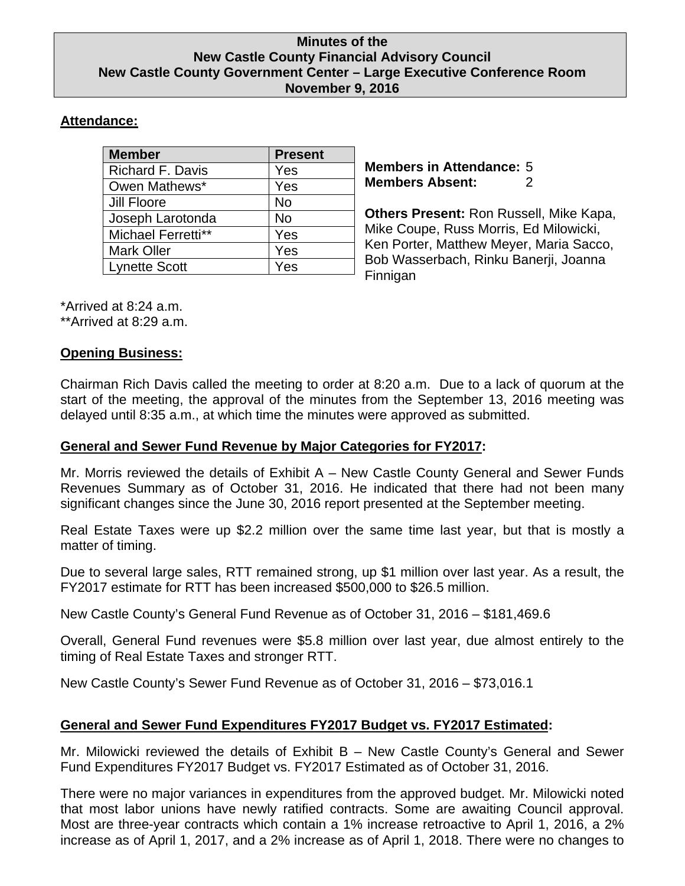# Minutes of the New Castle County Financial Advisory Council
## New Castle County Government Center – Large Executive Conference Room
## November 9, 2016

**Attendance:**

| Member | Present |
|---|---|
| Richard F. Davis | Yes |
| Owen Mathews* | Yes |
| Jill Floore | No |
| Joseph Larotonda | No |
| Michael Ferretti** | Yes |
| Mark Oller | Yes |
| Lynette Scott | Yes |

**Members in Attendance:** 5
**Members Absent:** 2

**Others Present:** Ron Russell, Mike Kapa, Mike Coupe, Russ Morris, Ed Milowicki, Ken Porter, Matthew Meyer, Maria Sacco, Bob Wasserbach, Rinku Banerji, Joanna Finnigan

*Arrived at 8:24 a.m.
**Arrived at 8:29 a.m.

**Opening Business:**

Chairman Rich Davis called the meeting to order at 8:20 a.m. Due to a lack of quorum at the start of the meeting, the approval of the minutes from the September 13, 2016 meeting was delayed until 8:35 a.m., at which time the minutes were approved as submitted.

**General and Sewer Fund Revenue by Major Categories for FY2017:**

Mr. Morris reviewed the details of Exhibit A – New Castle County General and Sewer Funds Revenues Summary as of October 31, 2016. He indicated that there had not been many significant changes since the June 30, 2016 report presented at the September meeting.

Real Estate Taxes were up $2.2 million over the same time last year, but that is mostly a matter of timing.

Due to several large sales, RTT remained strong, up $1 million over last year. As a result, the FY2017 estimate for RTT has been increased $500,000 to $26.5 million.

New Castle County's General Fund Revenue as of October 31, 2016 – $181,469.6

Overall, General Fund revenues were $5.8 million over last year, due almost entirely to the timing of Real Estate Taxes and stronger RTT.

New Castle County's Sewer Fund Revenue as of October 31, 2016 – $73,016.1

**General and Sewer Fund Expenditures FY2017 Budget vs. FY2017 Estimated:**

Mr. Milowicki reviewed the details of Exhibit B – New Castle County's General and Sewer Fund Expenditures FY2017 Budget vs. FY2017 Estimated as of October 31, 2016.

There were no major variances in expenditures from the approved budget. Mr. Milowicki noted that most labor unions have newly ratified contracts. Some are awaiting Council approval. Most are three-year contracts which contain a 1% increase retroactive to April 1, 2016, a 2% increase as of April 1, 2017, and a 2% increase as of April 1, 2018. There were no changes to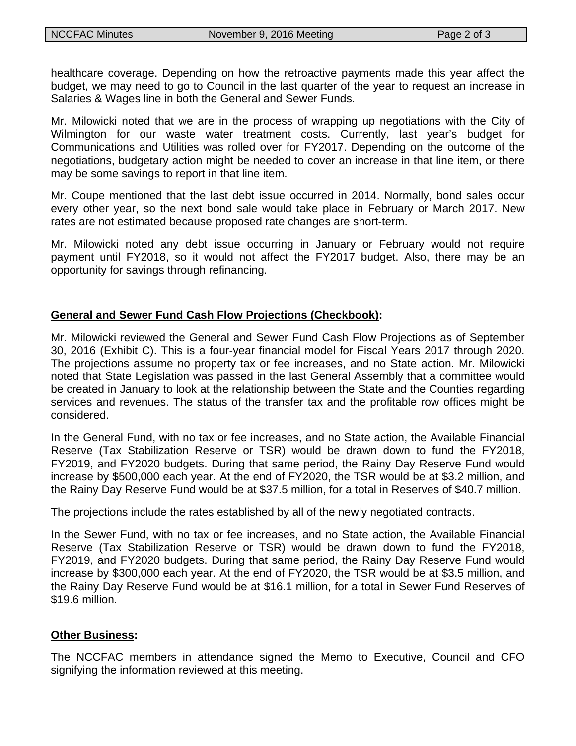healthcare coverage. Depending on how the retroactive payments made this year affect the budget, we may need to go to Council in the last quarter of the year to request an increase in Salaries & Wages line in both the General and Sewer Funds.

Mr. Milowicki noted that we are in the process of wrapping up negotiations with the City of Wilmington for our waste water treatment costs. Currently, last year's budget for Communications and Utilities was rolled over for FY2017. Depending on the outcome of the negotiations, budgetary action might be needed to cover an increase in that line item, or there may be some savings to report in that line item.

Mr. Coupe mentioned that the last debt issue occurred in 2014. Normally, bond sales occur every other year, so the next bond sale would take place in February or March 2017. New rates are not estimated because proposed rate changes are short-term.

Mr. Milowicki noted any debt issue occurring in January or February would not require payment until FY2018, so it would not affect the FY2017 budget. Also, there may be an opportunity for savings through refinancing.

**General and Sewer Fund Cash Flow Projections (Checkbook):**

Mr. Milowicki reviewed the General and Sewer Fund Cash Flow Projections as of September 30, 2016 (Exhibit C). This is a four-year financial model for Fiscal Years 2017 through 2020. The projections assume no property tax or fee increases, and no State action. Mr. Milowicki noted that State Legislation was passed in the last General Assembly that a committee would be created in January to look at the relationship between the State and the Counties regarding services and revenues. The status of the transfer tax and the profitable row offices might be considered.

In the General Fund, with no tax or fee increases, and no State action, the Available Financial Reserve (Tax Stabilization Reserve or TSR) would be drawn down to fund the FY2018, FY2019, and FY2020 budgets. During that same period, the Rainy Day Reserve Fund would increase by $500,000 each year. At the end of FY2020, the TSR would be at $3.2 million, and the Rainy Day Reserve Fund would be at $37.5 million, for a total in Reserves of $40.7 million.

The projections include the rates established by all of the newly negotiated contracts.

In the Sewer Fund, with no tax or fee increases, and no State action, the Available Financial Reserve (Tax Stabilization Reserve or TSR) would be drawn down to fund the FY2018, FY2019, and FY2020 budgets. During that same period, the Rainy Day Reserve Fund would increase by $300,000 each year. At the end of FY2020, the TSR would be at $3.5 million, and the Rainy Day Reserve Fund would be at $16.1 million, for a total in Sewer Fund Reserves of $19.6 million.

**Other Business:**

The NCCFAC members in attendance signed the Memo to Executive, Council and CFO signifying the information reviewed at this meeting.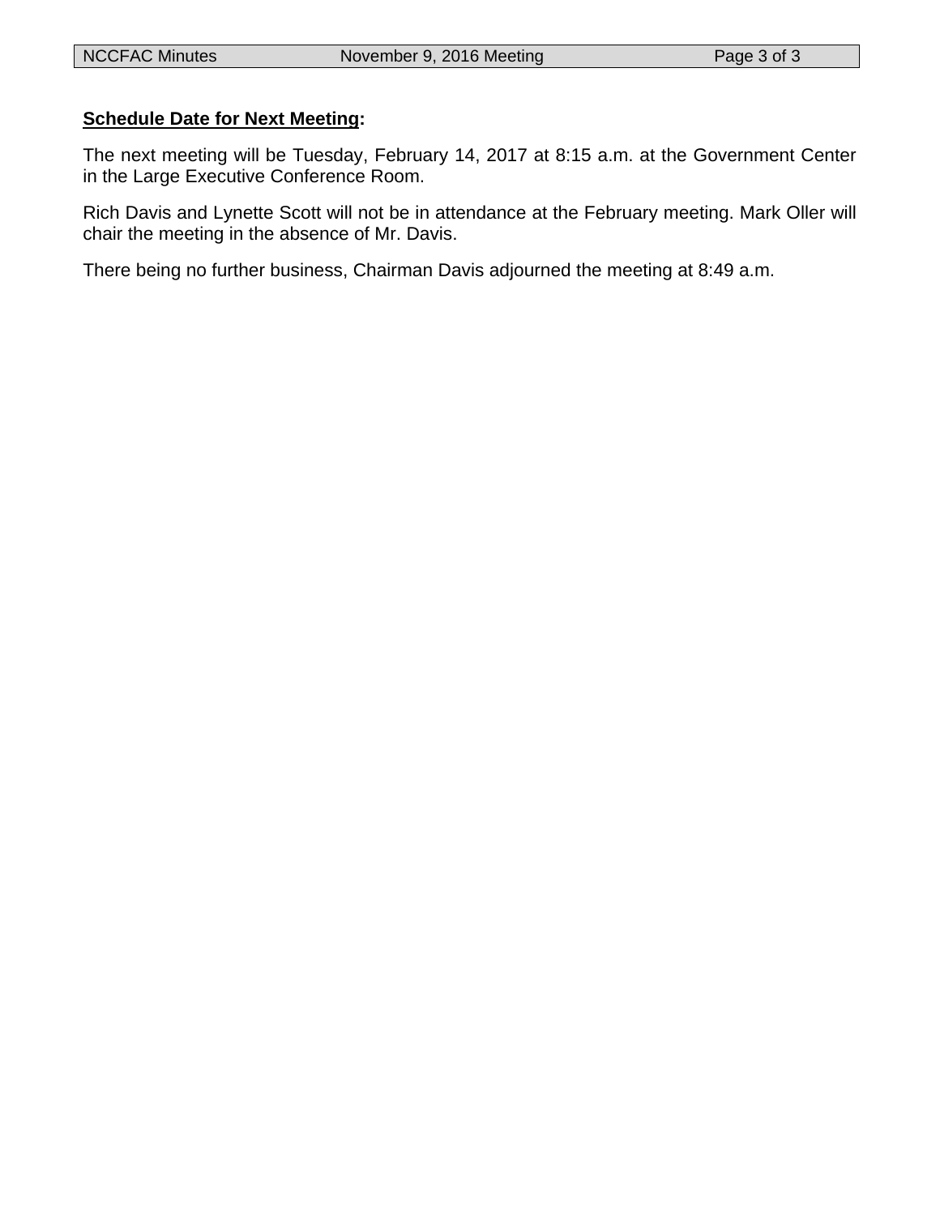**Schedule Date for Next Meeting**:

The next meeting will be Tuesday, February 14, 2017 at 8:15 a.m. at the Government Center in the Large Executive Conference Room.

Rich Davis and Lynette Scott will not be in attendance at the February meeting. Mark Oller will chair the meeting in the absence of Mr. Davis.

There being no further business, Chairman Davis adjourned the meeting at 8:49 a.m.